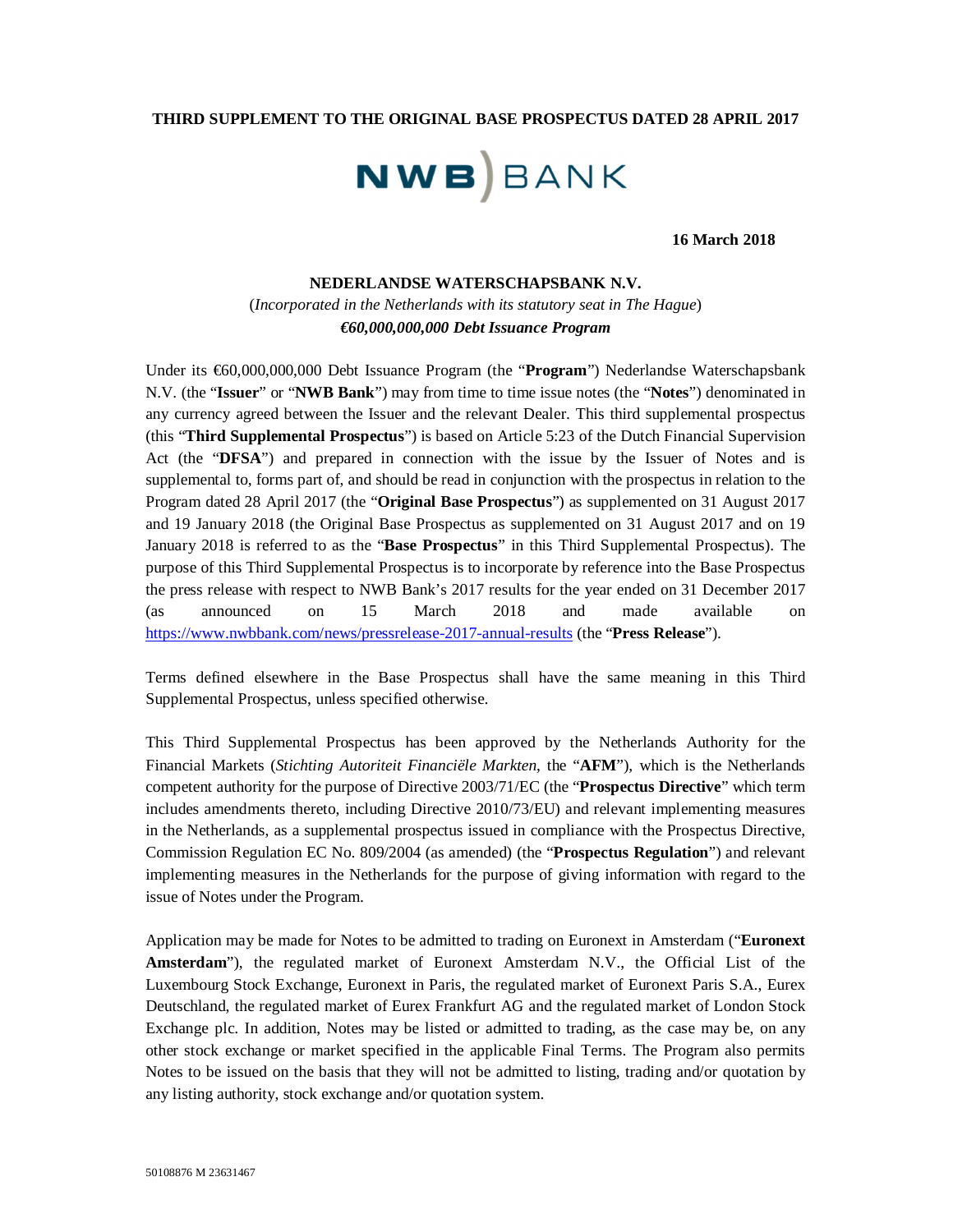**THIRD SUPPLEMENT TO THE ORIGINAL BASE PROSPECTUS DATED 28 APRIL 2017**

NWB BANK

**16 March 2018**

**NEDERLANDSE WATERSCHAPSBANK N.V.**

(*Incorporated in the Netherlands with its statutory seat in The Hague*)

***€60,000,000,000 Debt Issuance Program***

Under its €60,000,000,000 Debt Issuance Program (the "**Program**") Nederlandse Waterschapsbank N.V. (the "**Issuer**" or "**NWB Bank**") may from time to time issue notes (the "**Notes**") denominated in any currency agreed between the Issuer and the relevant Dealer. This third supplemental prospectus (this "**Third Supplemental Prospectus**") is based on Article 5:23 of the Dutch Financial Supervision Act (the "**DFSA**") and prepared in connection with the issue by the Issuer of Notes and is supplemental to, forms part of, and should be read in conjunction with the prospectus in relation to the Program dated 28 April 2017 (the "**Original Base Prospectus**") as supplemented on 31 August 2017 and 19 January 2018 (the Original Base Prospectus as supplemented on 31 August 2017 and on 19 January 2018 is referred to as the "**Base Prospectus**" in this Third Supplemental Prospectus). The purpose of this Third Supplemental Prospectus is to incorporate by reference into the Base Prospectus the press release with respect to NWB Bank's 2017 results for the year ended on 31 December 2017 (as announced on 15 March 2018 and made available on https://www.nwbbank.com/news/pressrelease-2017-annual-results) (the "**Press Release**").

Terms defined elsewhere in the Base Prospectus shall have the same meaning in this Third Supplemental Prospectus, unless specified otherwise.

This Third Supplemental Prospectus has been approved by the Netherlands Authority for the Financial Markets (*Stichting Autoriteit Financiële Markten*, the "**AFM**"), which is the Netherlands competent authority for the purpose of Directive 2003/71/EC (the "**Prospectus Directive**" which term includes amendments thereto, including Directive 2010/73/EU) and relevant implementing measures in the Netherlands, as a supplemental prospectus issued in compliance with the Prospectus Directive, Commission Regulation EC No. 809/2004 (as amended) (the "**Prospectus Regulation**") and relevant implementing measures in the Netherlands for the purpose of giving information with regard to the issue of Notes under the Program.

Application may be made for Notes to be admitted to trading on Euronext in Amsterdam ("**Euronext Amsterdam**"), the regulated market of Euronext Amsterdam N.V., the Official List of the Luxembourg Stock Exchange, Euronext in Paris, the regulated market of Euronext Paris S.A., Eurex Deutschland, the regulated market of Eurex Frankfurt AG and the regulated market of London Stock Exchange plc. In addition, Notes may be listed or admitted to trading, as the case may be, on any other stock exchange or market specified in the applicable Final Terms. The Program also permits Notes to be issued on the basis that they will not be admitted to listing, trading and/or quotation by any listing authority, stock exchange and/or quotation system.

50108876 M 23631467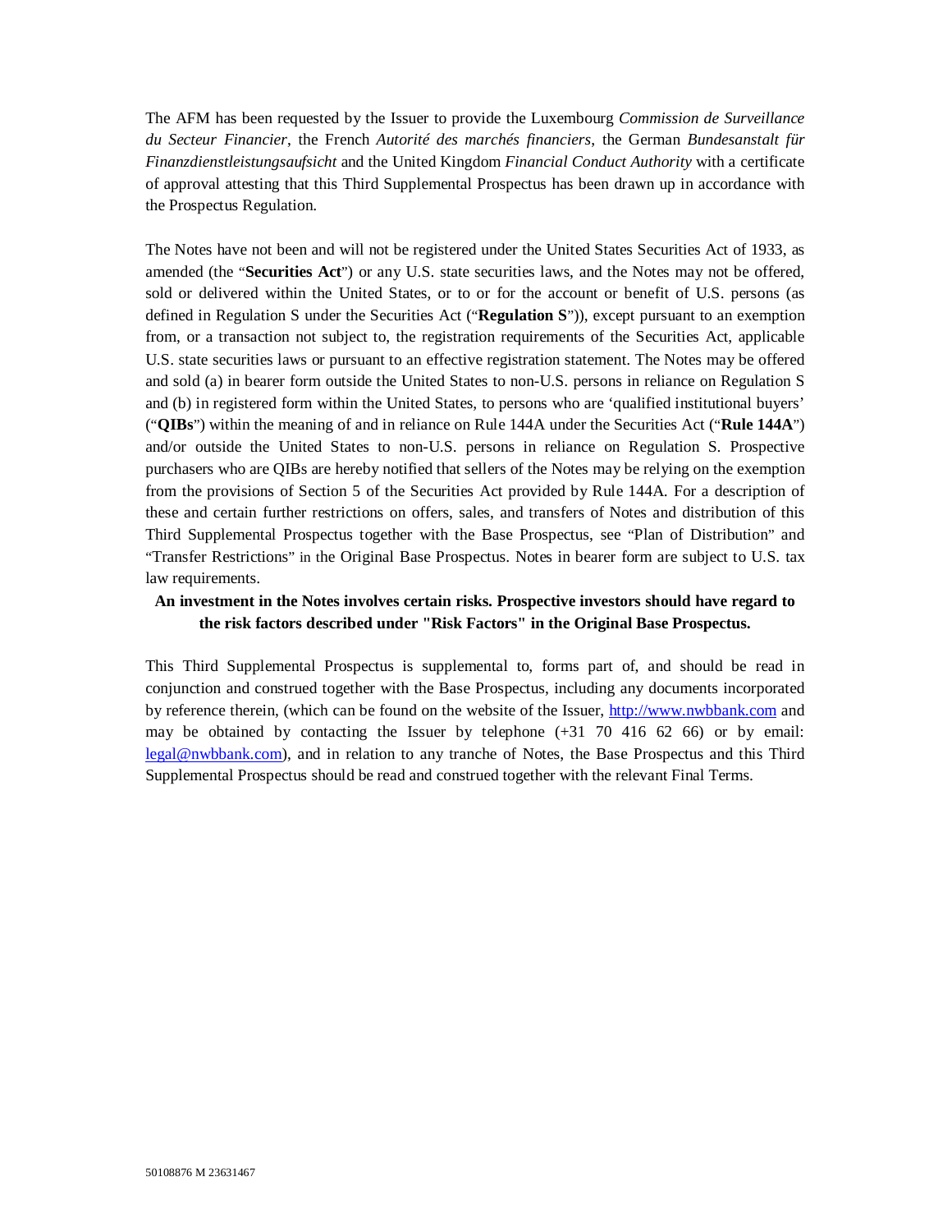The AFM has been requested by the Issuer to provide the Luxembourg *Commission de Surveillance du Secteur Financier*, the French *Autorité des marchés financiers*, the German *Bundesanstalt für Finanzdienstleistungsaufsicht* and the United Kingdom *Financial Conduct Authority* with a certificate of approval attesting that this Third Supplemental Prospectus has been drawn up in accordance with the Prospectus Regulation.

The Notes have not been and will not be registered under the United States Securities Act of 1933, as amended (the "**Securities Act**") or any U.S. state securities laws, and the Notes may not be offered, sold or delivered within the United States, or to or for the account or benefit of U.S. persons (as defined in Regulation S under the Securities Act ("**Regulation S**")), except pursuant to an exemption from, or a transaction not subject to, the registration requirements of the Securities Act, applicable U.S. state securities laws or pursuant to an effective registration statement. The Notes may be offered and sold (a) in bearer form outside the United States to non-U.S. persons in reliance on Regulation S and (b) in registered form within the United States, to persons who are 'qualified institutional buyers' ("**QIBs**") within the meaning of and in reliance on Rule 144A under the Securities Act ("**Rule 144A**") and/or outside the United States to non-U.S. persons in reliance on Regulation S. Prospective purchasers who are QIBs are hereby notified that sellers of the Notes may be relying on the exemption from the provisions of Section 5 of the Securities Act provided by Rule 144A. For a description of these and certain further restrictions on offers, sales, and transfers of Notes and distribution of this Third Supplemental Prospectus together with the Base Prospectus, see "Plan of Distribution" and "Transfer Restrictions" in the Original Base Prospectus. Notes in bearer form are subject to U.S. tax law requirements.

**An investment in the Notes involves certain risks. Prospective investors should have regard to the risk factors described under "Risk Factors" in the Original Base Prospectus.**

This Third Supplemental Prospectus is supplemental to, forms part of, and should be read in conjunction and construed together with the Base Prospectus, including any documents incorporated by reference therein, (which can be found on the website of the Issuer, http://www.nwbbank.com and may be obtained by contacting the Issuer by telephone (+31 70 416 62 66) or by email: legal@nwbbank.com), and in relation to any tranche of Notes, the Base Prospectus and this Third Supplemental Prospectus should be read and construed together with the relevant Final Terms.

50108876 M 23631467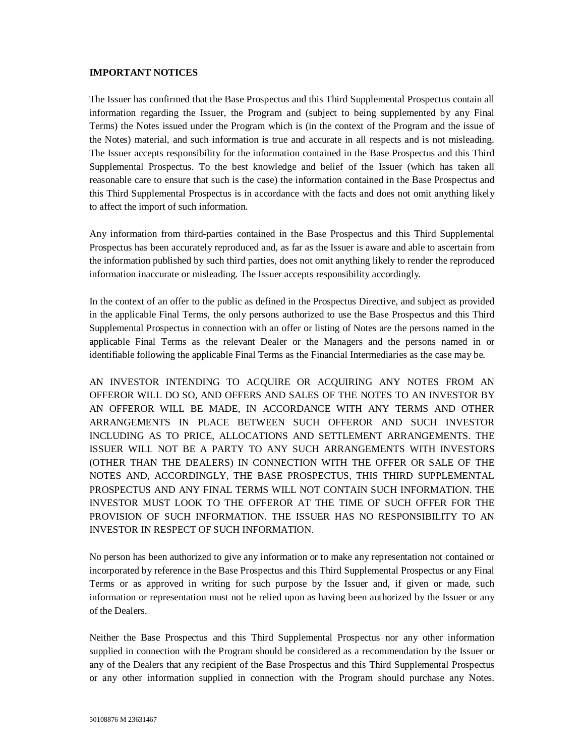**IMPORTANT NOTICES**

The Issuer has confirmed that the Base Prospectus and this Third Supplemental Prospectus contain all information regarding the Issuer, the Program and (subject to being supplemented by any Final Terms) the Notes issued under the Program which is (in the context of the Program and the issue of the Notes) material, and such information is true and accurate in all respects and is not misleading. The Issuer accepts responsibility for the information contained in the Base Prospectus and this Third Supplemental Prospectus. To the best knowledge and belief of the Issuer (which has taken all reasonable care to ensure that such is the case) the information contained in the Base Prospectus and this Third Supplemental Prospectus is in accordance with the facts and does not omit anything likely to affect the import of such information.

Any information from third-parties contained in the Base Prospectus and this Third Supplemental Prospectus has been accurately reproduced and, as far as the Issuer is aware and able to ascertain from the information published by such third parties, does not omit anything likely to render the reproduced information inaccurate or misleading. The Issuer accepts responsibility accordingly.

In the context of an offer to the public as defined in the Prospectus Directive, and subject as provided in the applicable Final Terms, the only persons authorized to use the Base Prospectus and this Third Supplemental Prospectus in connection with an offer or listing of Notes are the persons named in the applicable Final Terms as the relevant Dealer or the Managers and the persons named in or identifiable following the applicable Final Terms as the Financial Intermediaries as the case may be.

AN INVESTOR INTENDING TO ACQUIRE OR ACQUIRING ANY NOTES FROM AN OFFEROR WILL DO SO, AND OFFERS AND SALES OF THE NOTES TO AN INVESTOR BY AN OFFEROR WILL BE MADE, IN ACCORDANCE WITH ANY TERMS AND OTHER ARRANGEMENTS IN PLACE BETWEEN SUCH OFFEROR AND SUCH INVESTOR INCLUDING AS TO PRICE, ALLOCATIONS AND SETTLEMENT ARRANGEMENTS. THE ISSUER WILL NOT BE A PARTY TO ANY SUCH ARRANGEMENTS WITH INVESTORS (OTHER THAN THE DEALERS) IN CONNECTION WITH THE OFFER OR SALE OF THE NOTES AND, ACCORDINGLY, THE BASE PROSPECTUS, THIS THIRD SUPPLEMENTAL PROSPECTUS AND ANY FINAL TERMS WILL NOT CONTAIN SUCH INFORMATION. THE INVESTOR MUST LOOK TO THE OFFEROR AT THE TIME OF SUCH OFFER FOR THE PROVISION OF SUCH INFORMATION. THE ISSUER HAS NO RESPONSIBILITY TO AN INVESTOR IN RESPECT OF SUCH INFORMATION.

No person has been authorized to give any information or to make any representation not contained or incorporated by reference in the Base Prospectus and this Third Supplemental Prospectus or any Final Terms or as approved in writing for such purpose by the Issuer and, if given or made, such information or representation must not be relied upon as having been authorized by the Issuer or any of the Dealers.

Neither the Base Prospectus and this Third Supplemental Prospectus nor any other information supplied in connection with the Program should be considered as a recommendation by the Issuer or any of the Dealers that any recipient of the Base Prospectus and this Third Supplemental Prospectus or any other information supplied in connection with the Program should purchase any Notes.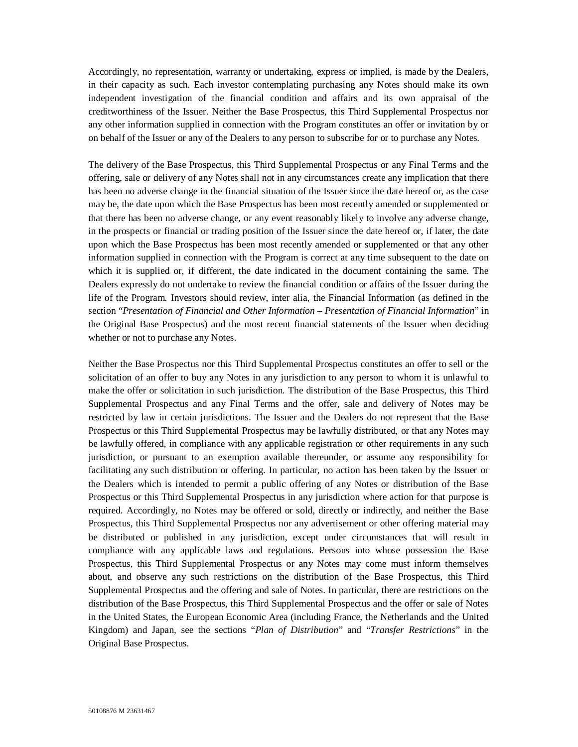Accordingly, no representation, warranty or undertaking, express or implied, is made by the Dealers, in their capacity as such. Each investor contemplating purchasing any Notes should make its own independent investigation of the financial condition and affairs and its own appraisal of the creditworthiness of the Issuer. Neither the Base Prospectus, this Third Supplemental Prospectus nor any other information supplied in connection with the Program constitutes an offer or invitation by or on behalf of the Issuer or any of the Dealers to any person to subscribe for or to purchase any Notes.

The delivery of the Base Prospectus, this Third Supplemental Prospectus or any Final Terms and the offering, sale or delivery of any Notes shall not in any circumstances create any implication that there has been no adverse change in the financial situation of the Issuer since the date hereof or, as the case may be, the date upon which the Base Prospectus has been most recently amended or supplemented or that there has been no adverse change, or any event reasonably likely to involve any adverse change, in the prospects or financial or trading position of the Issuer since the date hereof or, if later, the date upon which the Base Prospectus has been most recently amended or supplemented or that any other information supplied in connection with the Program is correct at any time subsequent to the date on which it is supplied or, if different, the date indicated in the document containing the same. The Dealers expressly do not undertake to review the financial condition or affairs of the Issuer during the life of the Program. Investors should review, inter alia, the Financial Information (as defined in the section "*Presentation of Financial and Other Information – Presentation of Financial Information*" in the Original Base Prospectus) and the most recent financial statements of the Issuer when deciding whether or not to purchase any Notes.

Neither the Base Prospectus nor this Third Supplemental Prospectus constitutes an offer to sell or the solicitation of an offer to buy any Notes in any jurisdiction to any person to whom it is unlawful to make the offer or solicitation in such jurisdiction. The distribution of the Base Prospectus, this Third Supplemental Prospectus and any Final Terms and the offer, sale and delivery of Notes may be restricted by law in certain jurisdictions. The Issuer and the Dealers do not represent that the Base Prospectus or this Third Supplemental Prospectus may be lawfully distributed, or that any Notes may be lawfully offered, in compliance with any applicable registration or other requirements in any such jurisdiction, or pursuant to an exemption available thereunder, or assume any responsibility for facilitating any such distribution or offering. In particular, no action has been taken by the Issuer or the Dealers which is intended to permit a public offering of any Notes or distribution of the Base Prospectus or this Third Supplemental Prospectus in any jurisdiction where action for that purpose is required. Accordingly, no Notes may be offered or sold, directly or indirectly, and neither the Base Prospectus, this Third Supplemental Prospectus nor any advertisement or other offering material may be distributed or published in any jurisdiction, except under circumstances that will result in compliance with any applicable laws and regulations. Persons into whose possession the Base Prospectus, this Third Supplemental Prospectus or any Notes may come must inform themselves about, and observe any such restrictions on the distribution of the Base Prospectus, this Third Supplemental Prospectus and the offering and sale of Notes. In particular, there are restrictions on the distribution of the Base Prospectus, this Third Supplemental Prospectus and the offer or sale of Notes in the United States, the European Economic Area (including France, the Netherlands and the United Kingdom) and Japan, see the sections "*Plan of Distribution*" and "*Transfer Restrictions*" in the Original Base Prospectus.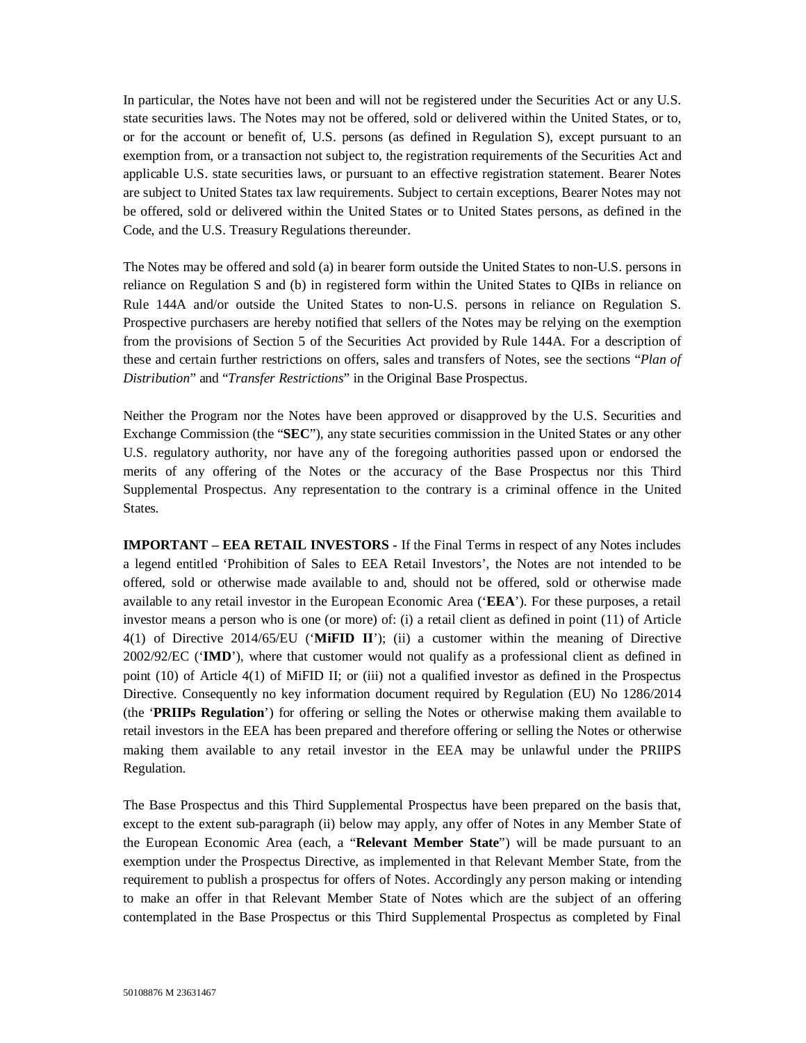In particular, the Notes have not been and will not be registered under the Securities Act or any U.S. state securities laws. The Notes may not be offered, sold or delivered within the United States, or to, or for the account or benefit of, U.S. persons (as defined in Regulation S), except pursuant to an exemption from, or a transaction not subject to, the registration requirements of the Securities Act and applicable U.S. state securities laws, or pursuant to an effective registration statement. Bearer Notes are subject to United States tax law requirements. Subject to certain exceptions, Bearer Notes may not be offered, sold or delivered within the United States or to United States persons, as defined in the Code, and the U.S. Treasury Regulations thereunder.

The Notes may be offered and sold (a) in bearer form outside the United States to non-U.S. persons in reliance on Regulation S and (b) in registered form within the United States to QIBs in reliance on Rule 144A and/or outside the United States to non-U.S. persons in reliance on Regulation S. Prospective purchasers are hereby notified that sellers of the Notes may be relying on the exemption from the provisions of Section 5 of the Securities Act provided by Rule 144A. For a description of these and certain further restrictions on offers, sales and transfers of Notes, see the sections "*Plan of Distribution*" and "*Transfer Restrictions*" in the Original Base Prospectus.

Neither the Program nor the Notes have been approved or disapproved by the U.S. Securities and Exchange Commission (the "**SEC**"), any state securities commission in the United States or any other U.S. regulatory authority, nor have any of the foregoing authorities passed upon or endorsed the merits of any offering of the Notes or the accuracy of the Base Prospectus nor this Third Supplemental Prospectus. Any representation to the contrary is a criminal offence in the United States.

**IMPORTANT – EEA RETAIL INVESTORS -** If the Final Terms in respect of any Notes includes a legend entitled 'Prohibition of Sales to EEA Retail Investors', the Notes are not intended to be offered, sold or otherwise made available to and, should not be offered, sold or otherwise made available to any retail investor in the European Economic Area ('**EEA**'). For these purposes, a retail investor means a person who is one (or more) of: (i) a retail client as defined in point (11) of Article 4(1) of Directive 2014/65/EU ('**MiFID II**'); (ii) a customer within the meaning of Directive 2002/92/EC ('**IMD**'), where that customer would not qualify as a professional client as defined in point (10) of Article 4(1) of MiFID II; or (iii) not a qualified investor as defined in the Prospectus Directive. Consequently no key information document required by Regulation (EU) No 1286/2014 (the '**PRIIPs Regulation**') for offering or selling the Notes or otherwise making them available to retail investors in the EEA has been prepared and therefore offering or selling the Notes or otherwise making them available to any retail investor in the EEA may be unlawful under the PRIIPS Regulation.

The Base Prospectus and this Third Supplemental Prospectus have been prepared on the basis that, except to the extent sub-paragraph (ii) below may apply, any offer of Notes in any Member State of the European Economic Area (each, a "**Relevant Member State**") will be made pursuant to an exemption under the Prospectus Directive, as implemented in that Relevant Member State, from the requirement to publish a prospectus for offers of Notes. Accordingly any person making or intending to make an offer in that Relevant Member State of Notes which are the subject of an offering contemplated in the Base Prospectus or this Third Supplemental Prospectus as completed by Final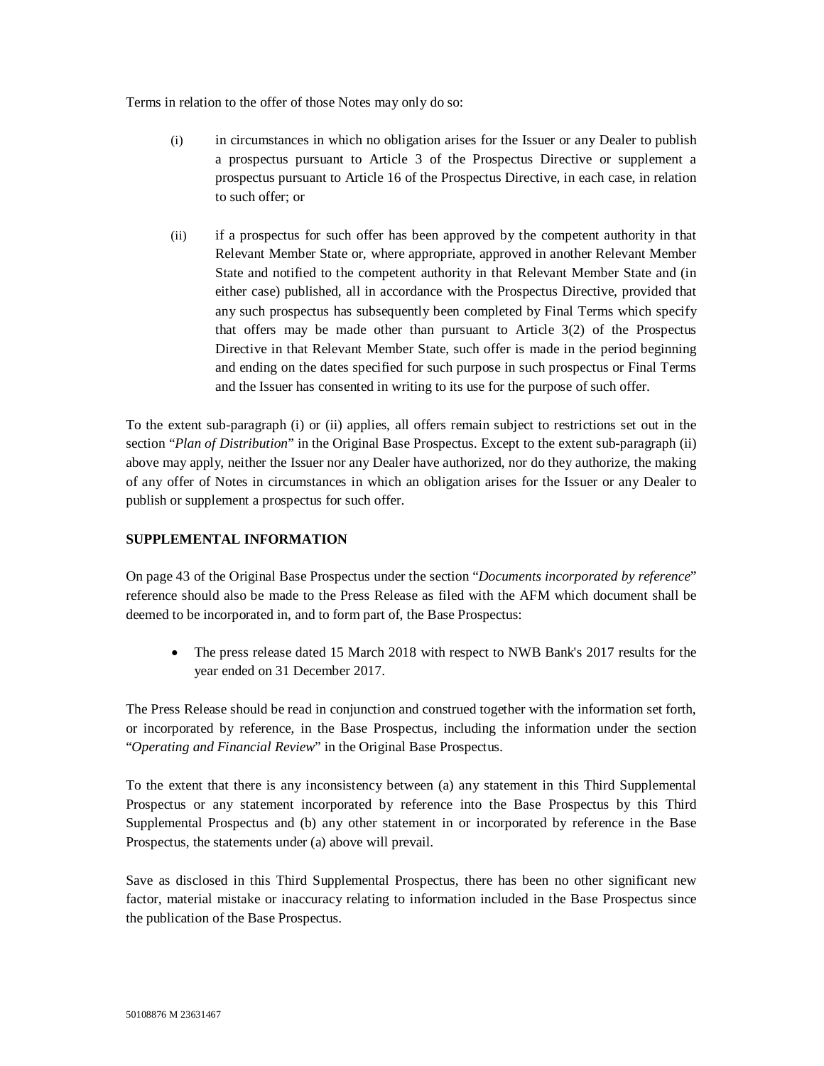Terms in relation to the offer of those Notes may only do so:

(i) in circumstances in which no obligation arises for the Issuer or any Dealer to publish a prospectus pursuant to Article 3 of the Prospectus Directive or supplement a prospectus pursuant to Article 16 of the Prospectus Directive, in each case, in relation to such offer; or

(ii) if a prospectus for such offer has been approved by the competent authority in that Relevant Member State or, where appropriate, approved in another Relevant Member State and notified to the competent authority in that Relevant Member State and (in either case) published, all in accordance with the Prospectus Directive, provided that any such prospectus has subsequently been completed by Final Terms which specify that offers may be made other than pursuant to Article 3(2) of the Prospectus Directive in that Relevant Member State, such offer is made in the period beginning and ending on the dates specified for such purpose in such prospectus or Final Terms and the Issuer has consented in writing to its use for the purpose of such offer.

To the extent sub-paragraph (i) or (ii) applies, all offers remain subject to restrictions set out in the section "*Plan of Distribution*" in the Original Base Prospectus. Except to the extent sub-paragraph (ii) above may apply, neither the Issuer nor any Dealer have authorized, nor do they authorize, the making of any offer of Notes in circumstances in which an obligation arises for the Issuer or any Dealer to publish or supplement a prospectus for such offer.

**SUPPLEMENTAL INFORMATION**

On page 43 of the Original Base Prospectus under the section "*Documents incorporated by reference*" reference should also be made to the Press Release as filed with the AFM which document shall be deemed to be incorporated in, and to form part of, the Base Prospectus:

- The press release dated 15 March 2018 with respect to NWB Bank's 2017 results for the year ended on 31 December 2017.

The Press Release should be read in conjunction and construed together with the information set forth, or incorporated by reference, in the Base Prospectus, including the information under the section "*Operating and Financial Review*" in the Original Base Prospectus.

To the extent that there is any inconsistency between (a) any statement in this Third Supplemental Prospectus or any statement incorporated by reference into the Base Prospectus by this Third Supplemental Prospectus and (b) any other statement in or incorporated by reference in the Base Prospectus, the statements under (a) above will prevail.

Save as disclosed in this Third Supplemental Prospectus, there has been no other significant new factor, material mistake or inaccuracy relating to information included in the Base Prospectus since the publication of the Base Prospectus.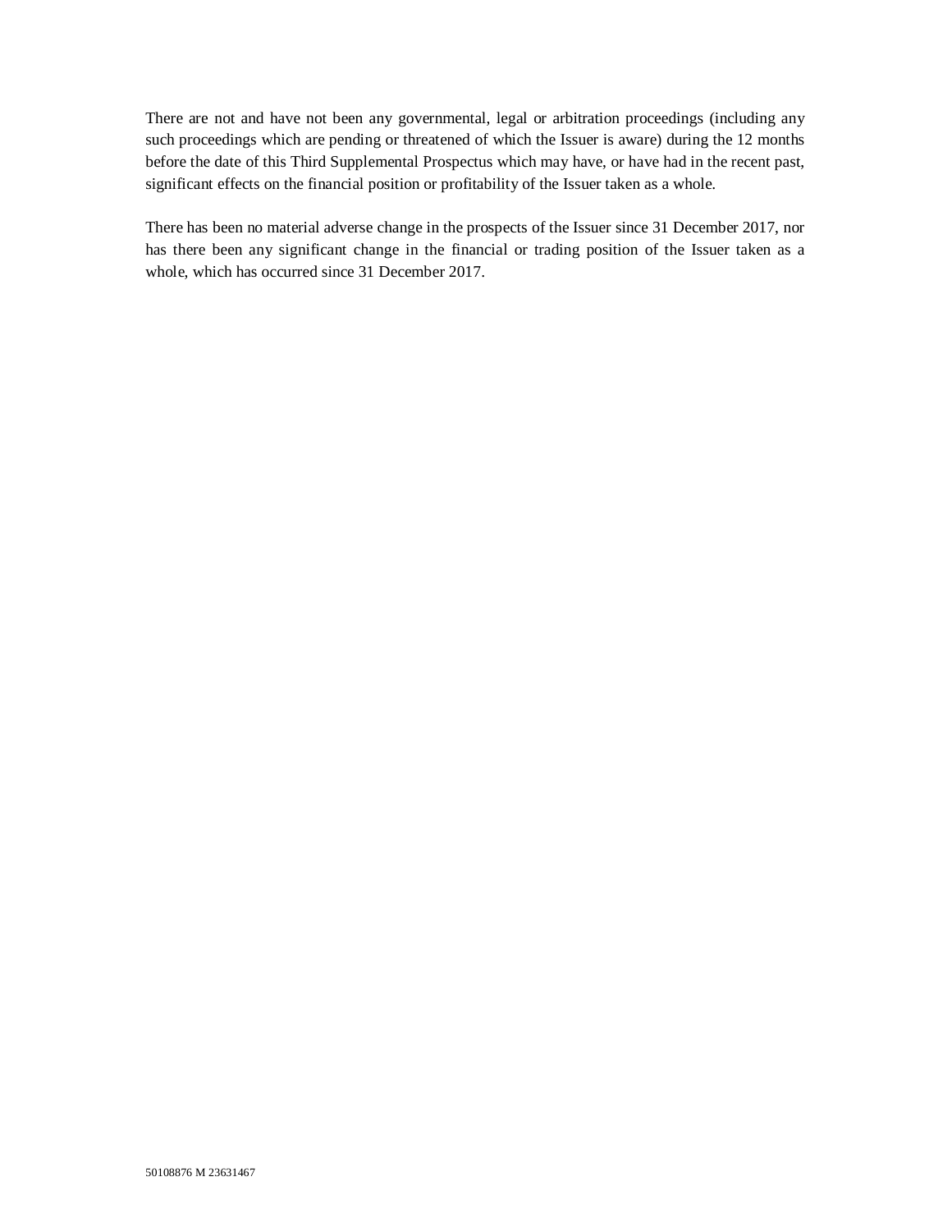There are not and have not been any governmental, legal or arbitration proceedings (including any such proceedings which are pending or threatened of which the Issuer is aware) during the 12 months before the date of this Third Supplemental Prospectus which may have, or have had in the recent past, significant effects on the financial position or profitability of the Issuer taken as a whole.

There has been no material adverse change in the prospects of the Issuer since 31 December 2017, nor has there been any significant change in the financial or trading position of the Issuer taken as a whole, which has occurred since 31 December 2017.